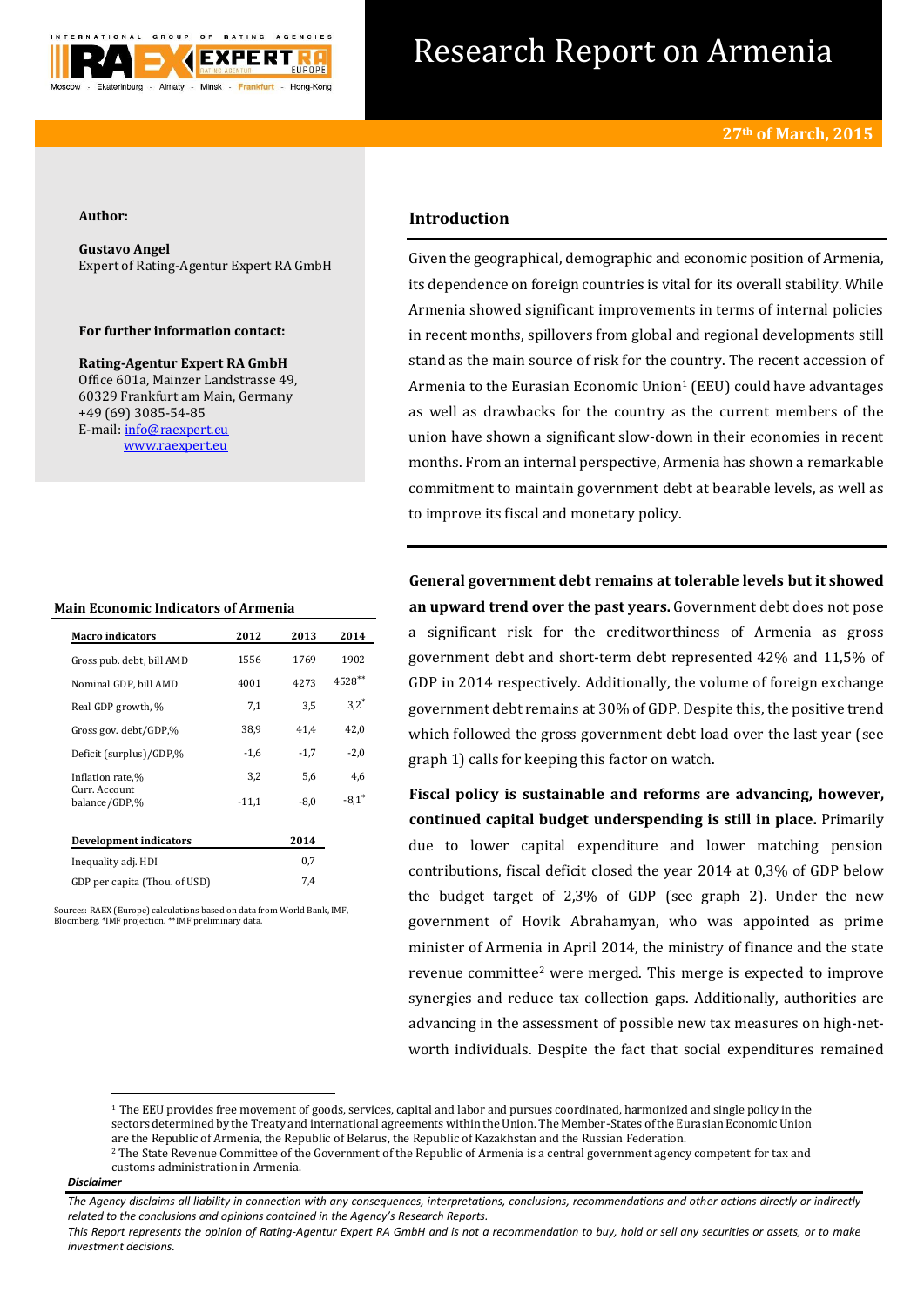# Research Report on Armenia

**27th of March, 2015**

**Author:**

**Gustavo Angel**
Expert of Rating-Agentur Expert RA GmbH

**For further information contact:**

**Rating-Agentur Expert RA GmbH**
Office 601a, Mainzer Landstrasse 49,
60329 Frankfurt am Main, Germany
+49 (69) 3085-54-85
E-mail: info@raexpert.eu
www.raexpert.eu

## Introduction

Given the geographical, demographic and economic position of Armenia, its dependence on foreign countries is vital for its overall stability. While Armenia showed significant improvements in terms of internal policies in recent months, spillovers from global and regional developments still stand as the main source of risk for the country. The recent accession of Armenia to the Eurasian Economic Union[1] (EEU) could have advantages as well as drawbacks for the country as the current members of the union have shown a significant slow-down in their economies in recent months. From an internal perspective, Armenia has shown a remarkable commitment to maintain government debt at bearable levels, as well as to improve its fiscal and monetary policy.

**Main Economic Indicators of Armenia**

| Macro indicators | 2012 | 2013 | 2014 |
|---|---|---|---|
| Gross pub. debt, bill AMD | 1556 | 1769 | 1902 |
| Nominal GDP, bill AMD | 4001 | 4273 | 4528** |
| Real GDP growth, % | 7,1 | 3,5 | 3,2* |
| Gross gov. debt/GDP,% | 38,9 | 41,4 | 42,0 |
| Deficit (surplus)/GDP,% | -1,6 | -1,7 | -2,0 |
| Inflation rate,% | 3,2 | 5,6 | 4,6 |
| Curr. Account balance/GDP,% | -11,1 | -8,0 | -8,1* |

| Development indicators | 2014 |
|---|---|
| Inequality adj. HDI | 0,7 |
| GDP per capita (Thou. of USD) | 7,4 |

Sources: RAEX (Europe) calculations based on data from World Bank, IMF, Bloomberg. *IMF projection. **IMF preliminary data.

**General government debt remains at tolerable levels but it showed an upward trend over the past years.** Government debt does not pose a significant risk for the creditworthiness of Armenia as gross government debt and short-term debt represented 42% and 11,5% of GDP in 2014 respectively. Additionally, the volume of foreign exchange government debt remains at 30% of GDP. Despite this, the positive trend which followed the gross government debt load over the last year (see graph 1) calls for keeping this factor on watch.

**Fiscal policy is sustainable and reforms are advancing, however, continued capital budget underspending is still in place.** Primarily due to lower capital expenditure and lower matching pension contributions, fiscal deficit closed the year 2014 at 0,3% of GDP below the budget target of 2,3% of GDP (see graph 2). Under the new government of Hovik Abrahamyan, who was appointed as prime minister of Armenia in April 2014, the ministry of finance and the state revenue committee[2] were merged. This merge is expected to improve synergies and reduce tax collection gaps. Additionally, authorities are advancing in the assessment of possible new tax measures on high-net-worth individuals. Despite the fact that social expenditures remained

[1] The EEU provides free movement of goods, services, capital and labor and pursues coordinated, harmonized and single policy in the sectors determined by the Treaty and international agreements within the Union. The Member-States of the Eurasian Economic Union are the Republic of Armenia, the Republic of Belarus, the Republic of Kazakhstan and the Russian Federation.

[2] The State Revenue Committee of the Government of the Republic of Armenia is a central government agency competent for tax and customs administration in Armenia.

***Disclaimer***

*The Agency disclaims all liability in connection with any consequences, interpretations, conclusions, recommendations and other actions directly or indirectly related to the conclusions and opinions contained in the Agency's Research Reports.*

*This Report represents the opinion of Rating-Agentur Expert RA GmbH and is not a recommendation to buy, hold or sell any securities or assets, or to make investment decisions.*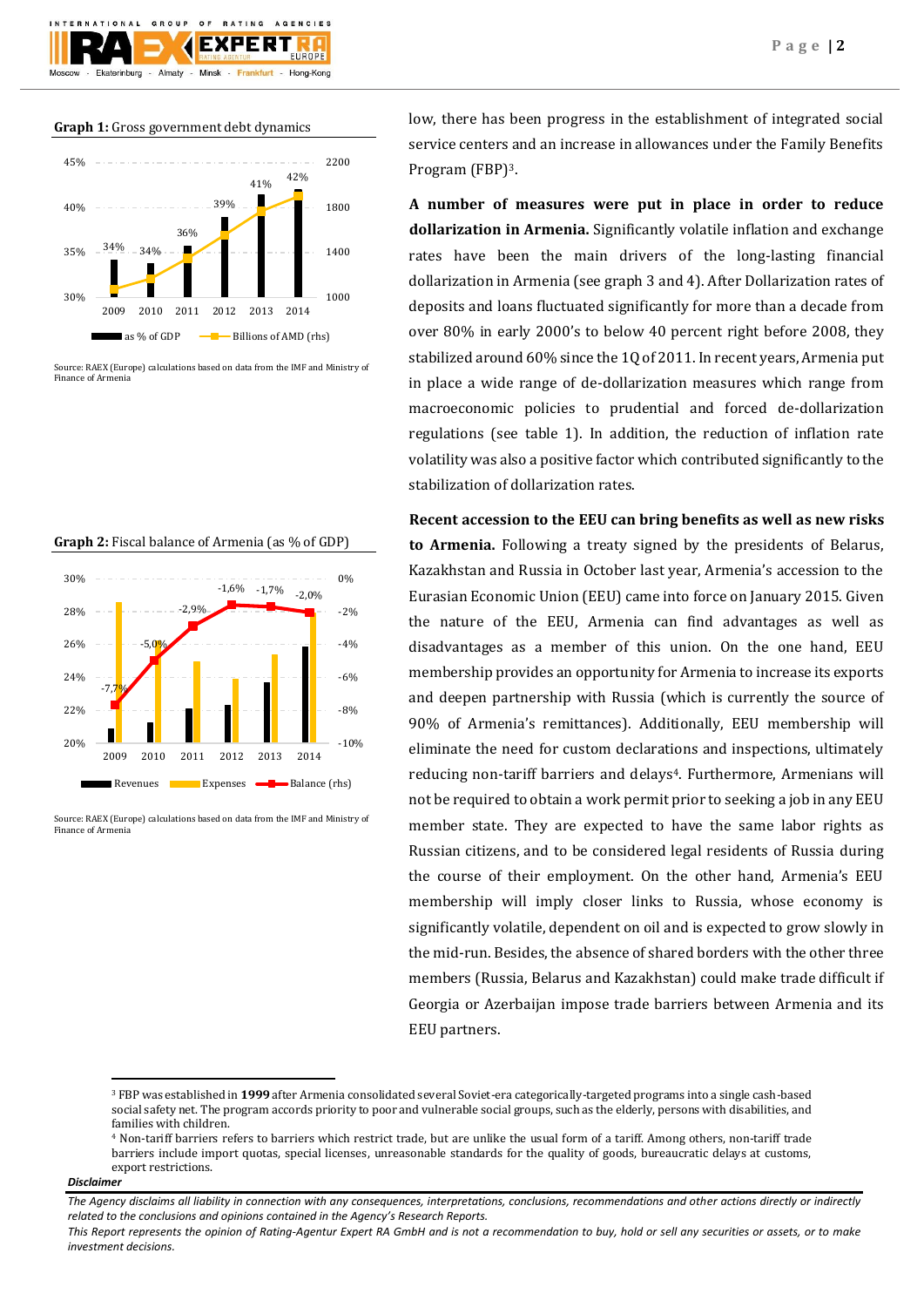**Graph 1:** Gross government debt dynamics

Source: RAEX (Europe) calculations based on data from the IMF and Ministry of Finance of Armenia

**Graph 2:** Fiscal balance of Armenia (as % of GDP)

Source: RAEX (Europe) calculations based on data from the IMF and Ministry of Finance of Armenia

low, there has been progress in the establishment of integrated social service centers and an increase in allowances under the Family Benefits Program (FBP)[3].

**A number of measures were put in place in order to reduce dollarization in Armenia.** Significantly volatile inflation and exchange rates have been the main drivers of the long-lasting financial dollarization in Armenia (see graph 3 and 4). After Dollarization rates of deposits and loans fluctuated significantly for more than a decade from over 80% in early 2000's to below 40 percent right before 2008, they stabilized around 60% since the 1Q of 2011. In recent years, Armenia put in place a wide range of de-dollarization measures which range from macroeconomic policies to prudential and forced de-dollarization regulations (see table 1). In addition, the reduction of inflation rate volatility was also a positive factor which contributed significantly to the stabilization of dollarization rates.

**Recent accession to the EEU can bring benefits as well as new risks to Armenia.** Following a treaty signed by the presidents of Belarus, Kazakhstan and Russia in October last year, Armenia's accession to the Eurasian Economic Union (EEU) came into force on January 2015. Given the nature of the EEU, Armenia can find advantages as well as disadvantages as a member of this union. On the one hand, EEU membership provides an opportunity for Armenia to increase its exports and deepen partnership with Russia (which is currently the source of 90% of Armenia's remittances). Additionally, EEU membership will eliminate the need for custom declarations and inspections, ultimately reducing non-tariff barriers and delays[4]. Furthermore, Armenians will not be required to obtain a work permit prior to seeking a job in any EEU member state. They are expected to have the same labor rights as Russian citizens, and to be considered legal residents of Russia during the course of their employment. On the other hand, Armenia's EEU membership will imply closer links to Russia, whose economy is significantly volatile, dependent on oil and is expected to grow slowly in the mid-run. Besides, the absence of shared borders with the other three members (Russia, Belarus and Kazakhstan) could make trade difficult if Georgia or Azerbaijan impose trade barriers between Armenia and its EEU partners.

---

[3] FBP was established in **1999** after Armenia consolidated several Soviet-era categorically-targeted programs into a single cash-based social safety net. The program accords priority to poor and vulnerable social groups, such as the elderly, persons with disabilities, and families with children.

[4] Non-tariff barriers refers to barriers which restrict trade, but are unlike the usual form of a tariff. Among others, non-tariff trade barriers include import quotas, special licenses, unreasonable standards for the quality of goods, bureaucratic delays at customs, export restrictions.

***Disclaimer***

*The Agency disclaims all liability in connection with any consequences, interpretations, conclusions, recommendations and other actions directly or indirectly related to the conclusions and opinions contained in the Agency's Research Reports.*

*This Report represents the opinion of Rating-Agentur Expert RA GmbH and is not a recommendation to buy, hold or sell any securities or assets, or to make investment decisions.*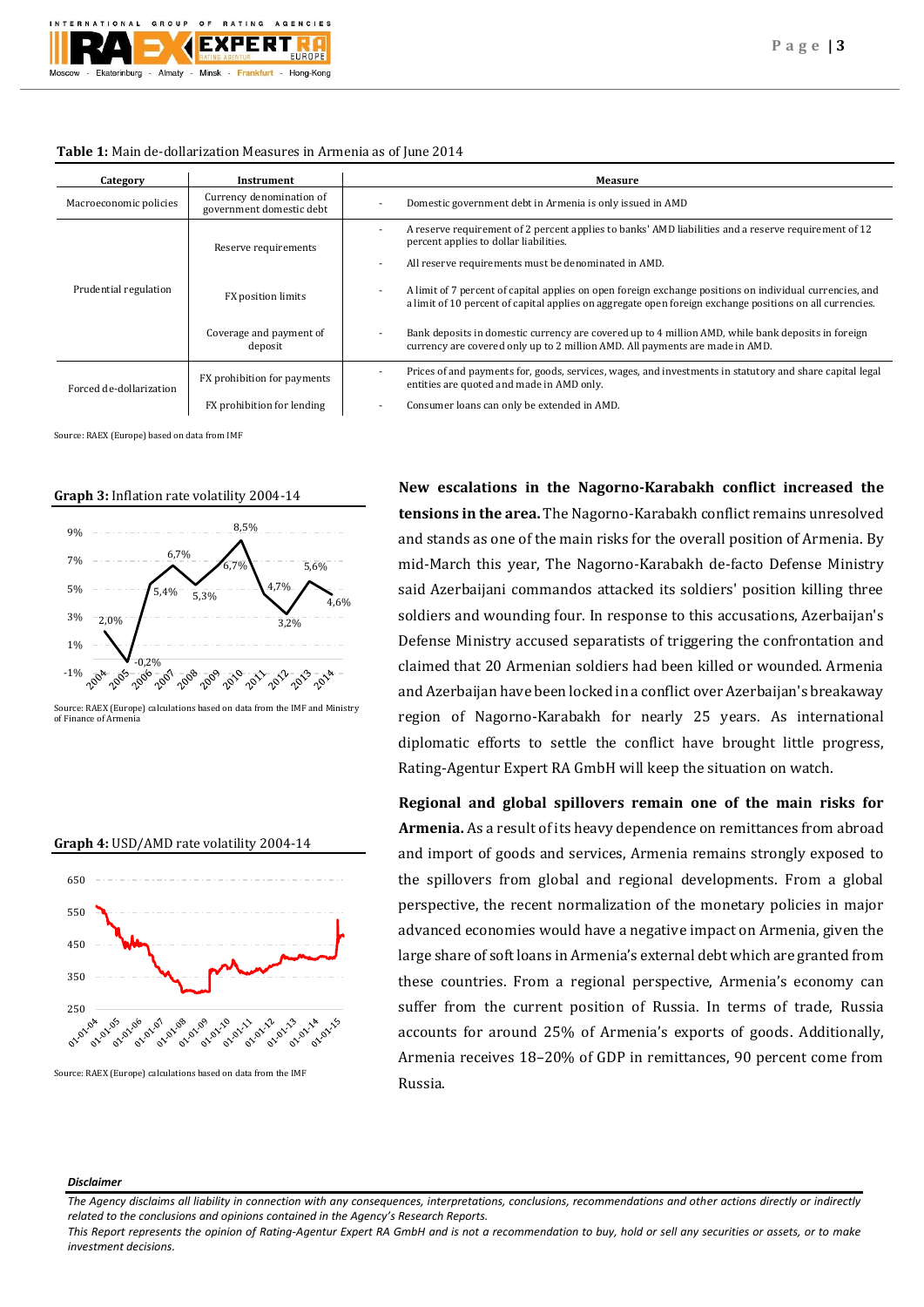**Table 1:** Main de-dollarization Measures in Armenia as of June 2014

| Category | Instrument | Measure |
|---|---|---|
| Macroeconomic policies | Currency denomination of government domestic debt | - Domestic government debt in Armenia is only issued in AMD |
| Prudential regulation | Reserve requirements | - A reserve requirement of 2 percent applies to banks' AMD liabilities and a reserve requirement of 12 percent applies to dollar liabilities. - All reserve requirements must be denominated in AMD. |
| | FX position limits | - A limit of 7 percent of capital applies on open foreign exchange positions on individual currencies, and a limit of 10 percent of capital applies on aggregate open foreign exchange positions on all currencies. |
| | Coverage and payment of deposit | - Bank deposits in domestic currency are covered up to 4 million AMD, while bank deposits in foreign currency are covered only up to 2 million AMD. All payments are made in AMD. |
| Forced de-dollarization | FX prohibition for payments | - Prices of and payments for, goods, services, wages, and investments in statutory and share capital legal entities are quoted and made in AMD only. |
| | FX prohibition for lending | - Consumer loans can only be extended in AMD. |

Source: RAEX (Europe) based on data from IMF

**Graph 3:** Inflation rate volatility 2004-14

| Year | 2004 | 2005 | 2006 | 2007 | 2008 | 2009 | 2010 | 2011 | 2012 | 2013 | 2014 |
|---|---|---|---|---|---|---|---|---|---|---|---|
| Inflation | 2,0% | -0,2% | 5,4% | 6,7% | 5,3% | 6,7% | 8,5% | 4,7% | 3,2% | 5,6% | 4,6% |

Source: RAEX (Europe) calculations based on data from the IMF and Ministry of Finance of Armenia

**Graph 4:** USD/AMD rate volatility 2004-14

Source: RAEX (Europe) calculations based on data from the IMF

**New escalations in the Nagorno-Karabakh conflict increased the tensions in the area.** The Nagorno-Karabakh conflict remains unresolved and stands as one of the main risks for the overall position of Armenia. By mid-March this year, The Nagorno-Karabakh de-facto Defense Ministry said Azerbaijani commandos attacked its soldiers' position killing three soldiers and wounding four. In response to this accusations, Azerbaijan's Defense Ministry accused separatists of triggering the confrontation and claimed that 20 Armenian soldiers had been killed or wounded. Armenia and Azerbaijan have been locked in a conflict over Azerbaijan's breakaway region of Nagorno-Karabakh for nearly 25 years. As international diplomatic efforts to settle the conflict have brought little progress, Rating-Agentur Expert RA GmbH will keep the situation on watch.

**Regional and global spillovers remain one of the main risks for Armenia.** As a result of its heavy dependence on remittances from abroad and import of goods and services, Armenia remains strongly exposed to the spillovers from global and regional developments. From a global perspective, the recent normalization of the monetary policies in major advanced economies would have a negative impact on Armenia, given the large share of soft loans in Armenia's external debt which are granted from these countries. From a regional perspective, Armenia's economy can suffer from the current position of Russia. In terms of trade, Russia accounts for around 25% of Armenia's exports of goods. Additionally, Armenia receives 18–20% of GDP in remittances, 90 percent come from Russia.

***Disclaimer***

*The Agency disclaims all liability in connection with any consequences, interpretations, conclusions, recommendations and other actions directly or indirectly related to the conclusions and opinions contained in the Agency's Research Reports.*

*This Report represents the opinion of Rating-Agentur Expert RA GmbH and is not a recommendation to buy, hold or sell any securities or assets, or to make investment decisions.*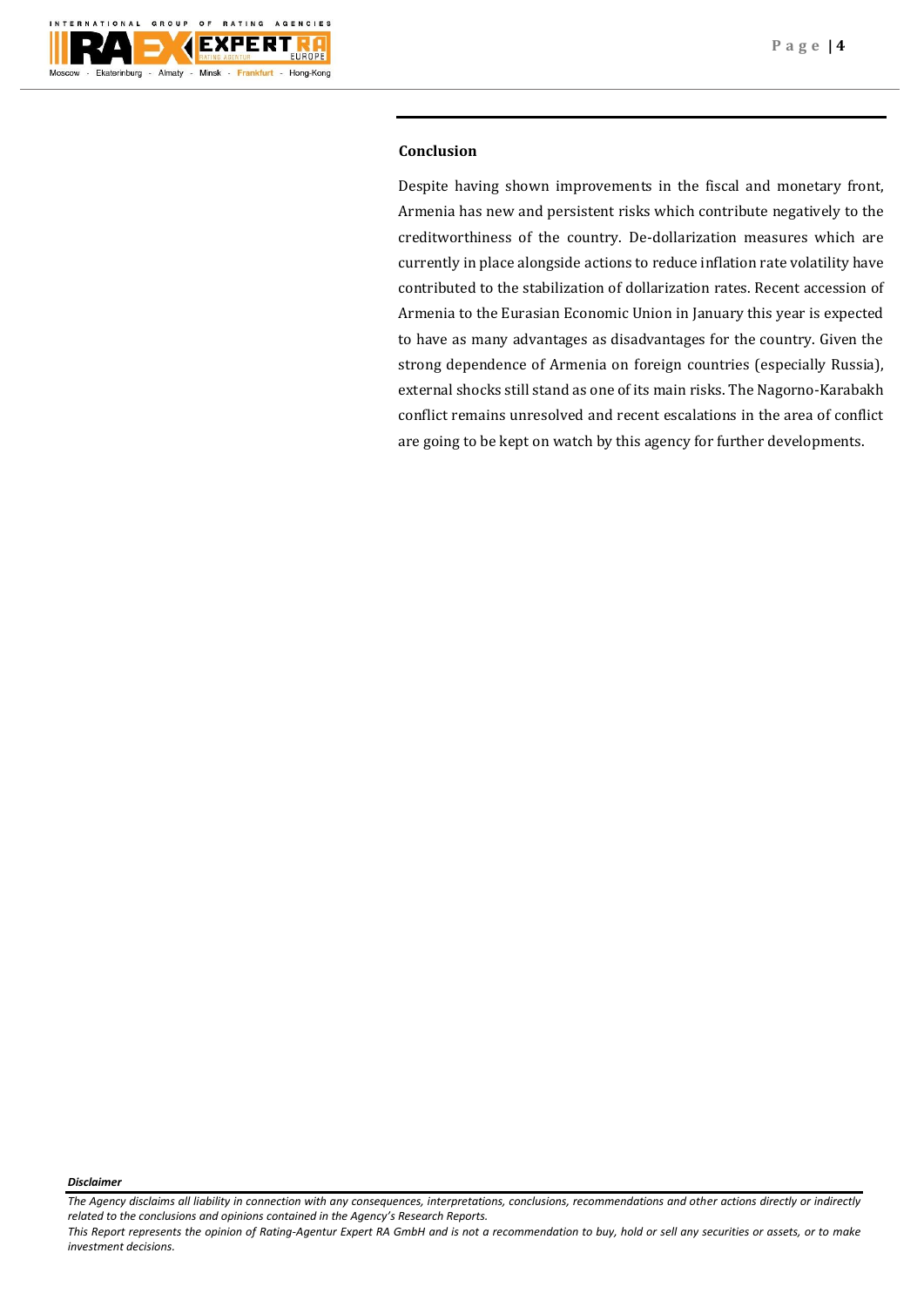## Conclusion

Despite having shown improvements in the fiscal and monetary front, Armenia has new and persistent risks which contribute negatively to the creditworthiness of the country. De-dollarization measures which are currently in place alongside actions to reduce inflation rate volatility have contributed to the stabilization of dollarization rates. Recent accession of Armenia to the Eurasian Economic Union in January this year is expected to have as many advantages as disadvantages for the country. Given the strong dependence of Armenia on foreign countries (especially Russia), external shocks still stand as one of its main risks. The Nagorno-Karabakh conflict remains unresolved and recent escalations in the area of conflict are going to be kept on watch by this agency for further developments.

***Disclaimer***

*The Agency disclaims all liability in connection with any consequences, interpretations, conclusions, recommendations and other actions directly or indirectly related to the conclusions and opinions contained in the Agency's Research Reports.*

*This Report represents the opinion of Rating-Agentur Expert RA GmbH and is not a recommendation to buy, hold or sell any securities or assets, or to make investment decisions.*